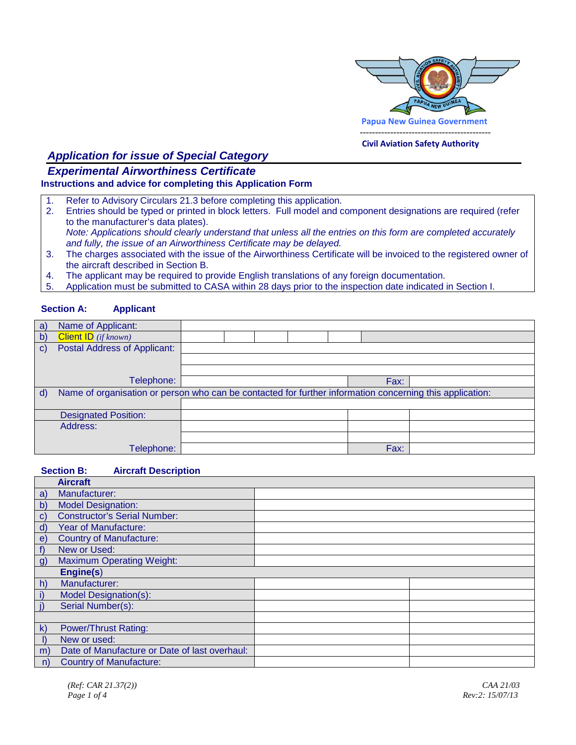Papua New Guinea Government

Civil Aviation Safety Authority

# Application for issue of Special Category Experimental Airworthiness Certificate

**Instructions and advice for completing this Application Form**

1. Refer to Advisory Circulars 21.3 before completing this application.
2. Entries should be typed or printed in block letters. Full model and component designations are required (refer to the manufacturer's data plates).
   *Note: Applications should clearly understand that unless all the entries on this form are completed accurately and fully, the issue of an Airworthiness Certificate may be delayed.*
3. The charges associated with the issue of the Airworthiness Certificate will be invoiced to the registered owner of the aircraft described in Section B.
4. The applicant may be required to provide English translations of any foreign documentation.
5. Application must be submitted to CASA within 28 days prior to the inspection date indicated in Section I.

## Section A: Applicant

| | | | | |
|---|---|---|---|---|
| a) | Name of Applicant: | | | |
| b) | Client ID *(if known)* | | | |
| c) | Postal Address of Applicant: | | | |
| | | | | |
| | | | | |
| | Telephone: | | Fax: | |
| d) | Name of organisation or person who can be contacted for further information concerning this application: | | | |
| | | | | |
| | Designated Position: | | | |
| | Address: | | | |
| | | | | |
| | Telephone: | | Fax: | |

## Section B: Aircraft Description

| | | | |
|---|---|---|---|
| | **Aircraft** | | |
| a) | Manufacturer: | | |
| b) | Model Designation: | | |
| c) | Constructor's Serial Number: | | |
| d) | Year of Manufacture: | | |
| e) | Country of Manufacture: | | |
| f) | New or Used: | | |
| g) | Maximum Operating Weight: | | |
| | **Engine(s)** | | |
| h) | Manufacturer: | | |
| i) | Model Designation(s): | | |
| j) | Serial Number(s): | | |
| | | | |
| k) | Power/Thrust Rating: | | |
| l) | New or used: | | |
| m) | Date of Manufacture or Date of last overhaul: | | |
| n) | Country of Manufacture: | | |

*(Ref: CAR 21.37(2))*

*CAA 21/03*
*Rev:2: 15/07/13*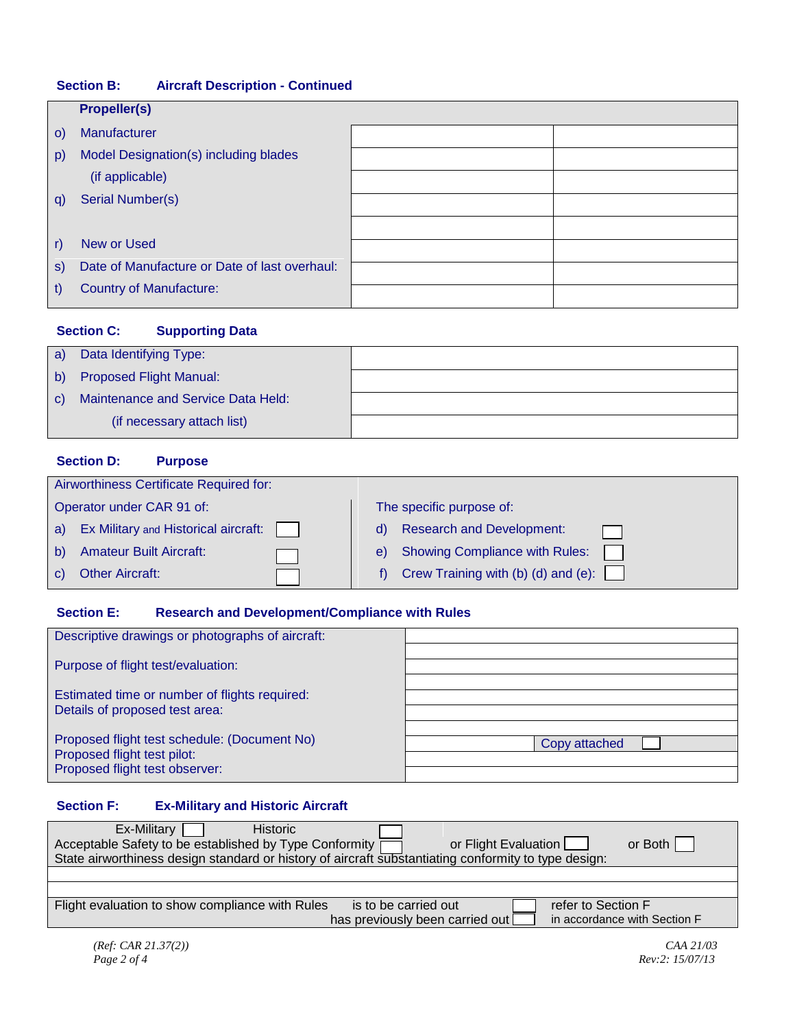**Section B: Aircraft Description - Continued**

| **Propeller(s)** | | |
|---|---|---|
| o) Manufacturer | | |
| p) Model Designation(s) including blades | | |
| (if applicable) | | |
| q) Serial Number(s) | | |
| | | |
| r) New or Used | | |
| s) Date of Manufacture or Date of last overhaul: | | |
| t) Country of Manufacture: | | |

**Section C: Supporting Data**

| | |
|---|---|
| a) Data Identifying Type: | |
| b) Proposed Flight Manual: | |
| c) Maintenance and Service Data Held: | |
| (if necessary attach list) | |

**Section D: Purpose**

| Airworthiness Certificate Required for: | |
|---|---|
| Operator under CAR 91 of: | The specific purpose of: |
| a) Ex Military and Historical aircraft: ☐ | d) Research and Development: ☐ |
| b) Amateur Built Aircraft: ☐ | e) Showing Compliance with Rules: ☐ |
| c) Other Aircraft: ☐ | f) Crew Training with (b) (d) and (e): ☐ |

**Section E: Research and Development/Compliance with Rules**

| | |
|---|---|
| Descriptive drawings or photographs of aircraft: | |
| Purpose of flight test/evaluation: | |
| Estimated time or number of flights required: | |
| Details of proposed test area: | |
| Proposed flight test schedule: (Document No) | Copy attached ☐ |
| Proposed flight test pilot: | |
| Proposed flight test observer: | |

**Section F: Ex-Military and Historic Aircraft**

Ex-Military ☐ Historic ☐

Acceptable Safety to be established by Type Conformity ☐ or Flight Evaluation ☐ or Both ☐

State airworthiness design standard or history of aircraft substantiating conformity to type design:

| |
|---|
| |
| |

Flight evaluation to show compliance with Rules is to be carried out ☐ refer to Section F

has previously been carried out ☐ in accordance with Section F

*(Ref: CAR 21.37(2))*

*CAA 21/03*
*Rev:2: 15/07/13*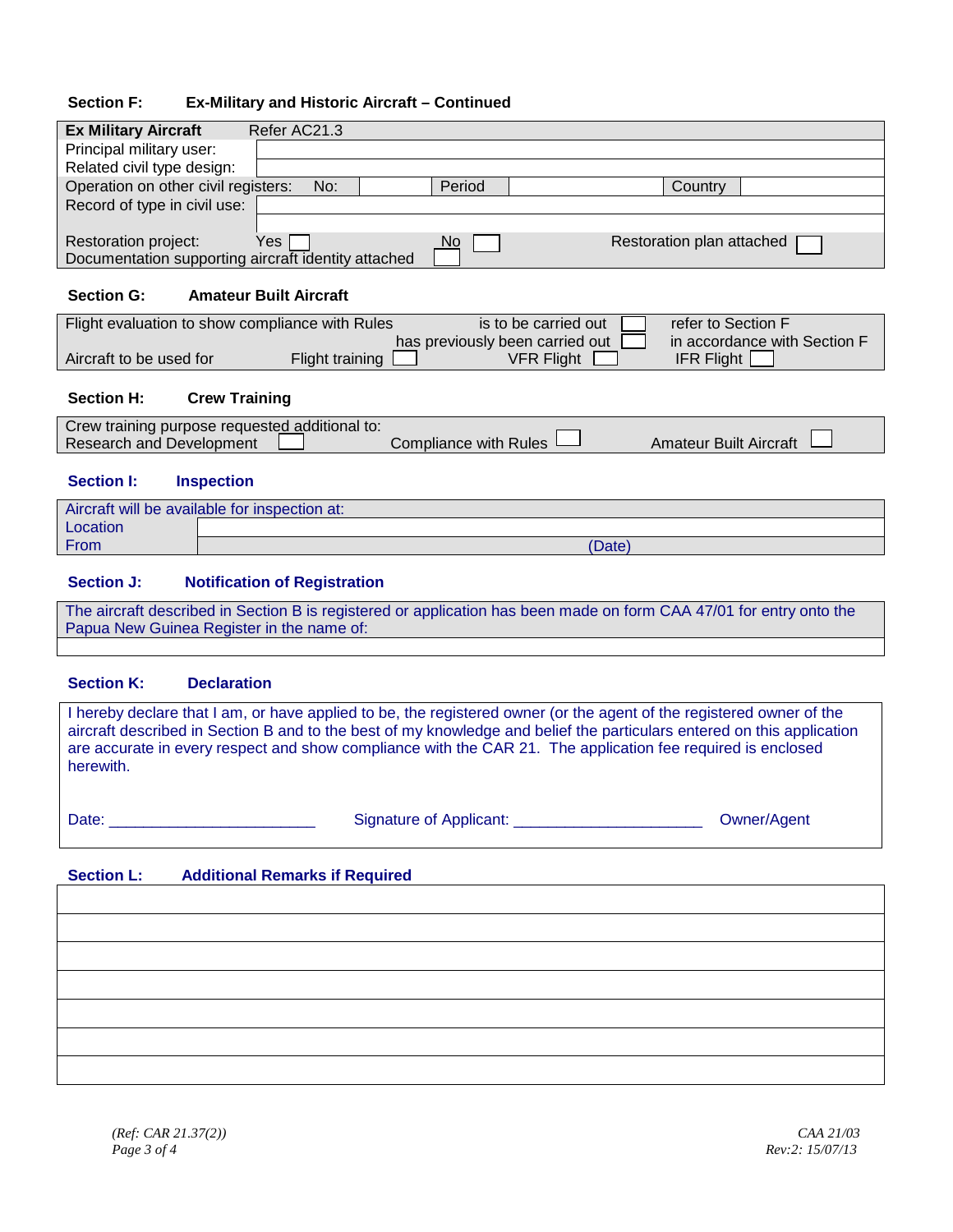### Section F: Ex-Military and Historic Aircraft – Continued

| **Ex Military Aircraft** Refer AC21.3 | | | | | |
|---|---|---|---|---|---|
| Principal military user: | | | | | |
| Related civil type design: | | | | | |
| Operation on other civil registers: No: | | Period | | Country | |
| Record of type in civil use: | | | | | |
| Restoration project: Yes ☐ | | No ☐ | | Restoration plan attached ☐ | |
| Documentation supporting aircraft identity attached ☐ | | | | | |

### Section G: Amateur Built Aircraft

| | | |
|---|---|---|
| Flight evaluation to show compliance with Rules | is to be carried out ☐ | refer to Section F |
| | has previously been carried out ☐ | in accordance with Section F |
| Aircraft to be used for Flight training ☐ | VFR Flight ☐ | IFR Flight ☐ |

### Section H: Crew Training

| | | |
|---|---|---|
| Crew training purpose requested additional to: | | |
| Research and Development ☐ | Compliance with Rules ☐ | Amateur Built Aircraft ☐ |

### Section I: Inspection

| Aircraft will be available for inspection at: | |
|---|---|
| Location | |
| From | (Date) |

### Section J: Notification of Registration

| The aircraft described in Section B is registered or application has been made on form CAA 47/01 for entry onto the Papua New Guinea Register in the name of: |
|---|
| |

### Section K: Declaration

I hereby declare that I am, or have applied to be, the registered owner (or the agent of the registered owner of the aircraft described in Section B and to the best of my knowledge and belief the particulars entered on this application are accurate in every respect and show compliance with the CAR 21. The application fee required is enclosed herewith.

Date: ________________________ Signature of Applicant: ______________________ Owner/Agent

### Section L: Additional Remarks if Required

| |
|---|
| |
| |
| |
| |
| |
| |

*(Ref: CAR 21.37(2))*

*CAA 21/03*
*Rev:2: 15/07/13*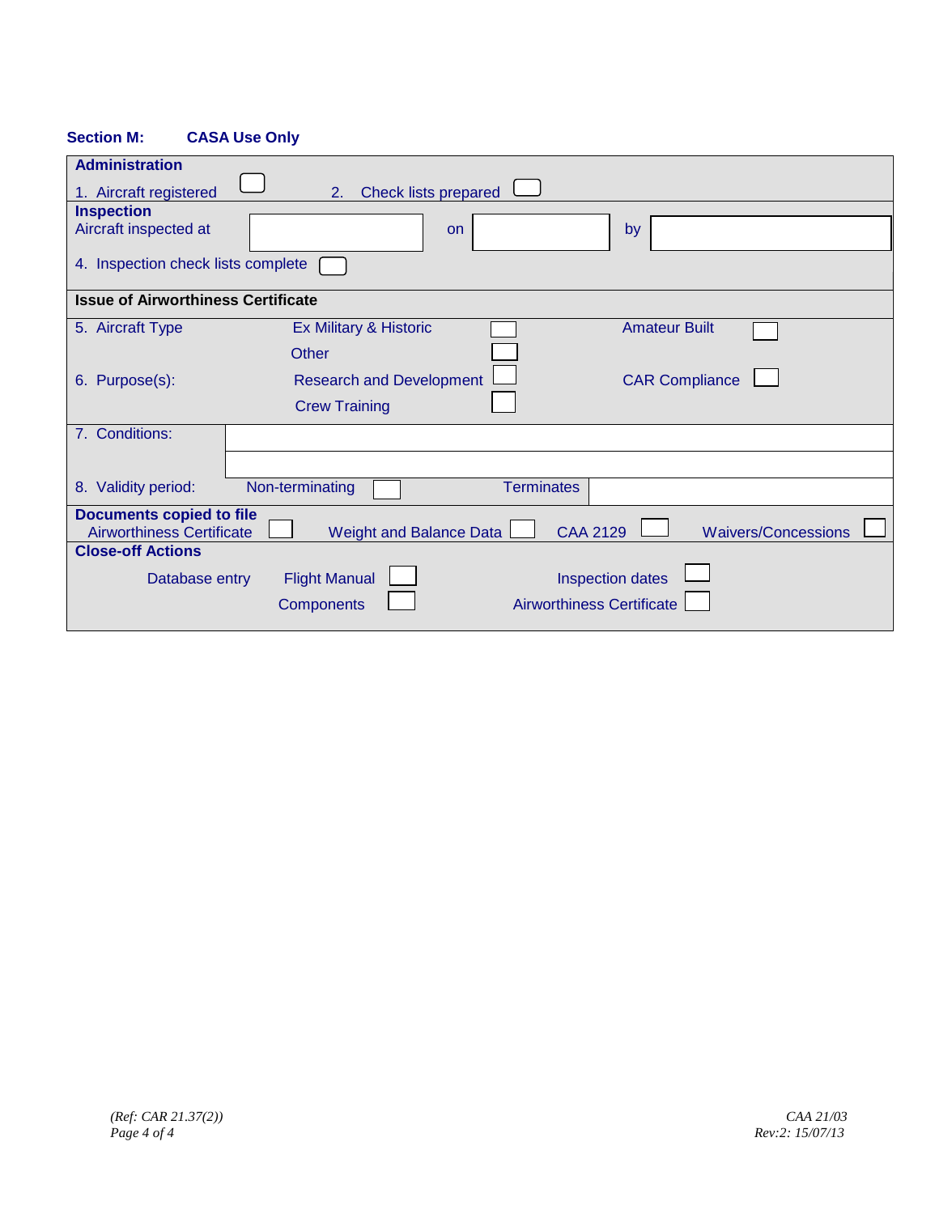## Section M: CASA Use Only

**Administration**

1. Aircraft registered ☐   2. Check lists prepared ☐

**Inspection**

Aircraft inspected at ______ on ______ by ______

4. Inspection check lists complete ☐

**Issue of Airworthiness Certificate**

5. Aircraft Type   Ex Military & Historic ☐   Amateur Built ☐
   Other ☐

6. Purpose(s):   Research and Development ☐   CAR Compliance ☐
   Crew Training ☐

7. Conditions: ______

8. Validity period:   Non-terminating ☐   Terminates ______

**Documents copied to file**

Airworthiness Certificate ☐   Weight and Balance Data ☐   CAA 2129 ☐   Waivers/Concessions ☐

**Close-off Actions**

Database entry   Flight Manual ☐   Inspection dates ☐
Components ☐   Airworthiness Certificate ☐

*(Ref: CAR 21.37(2))*

*CAA 21/03*
*Rev:2: 15/07/13*